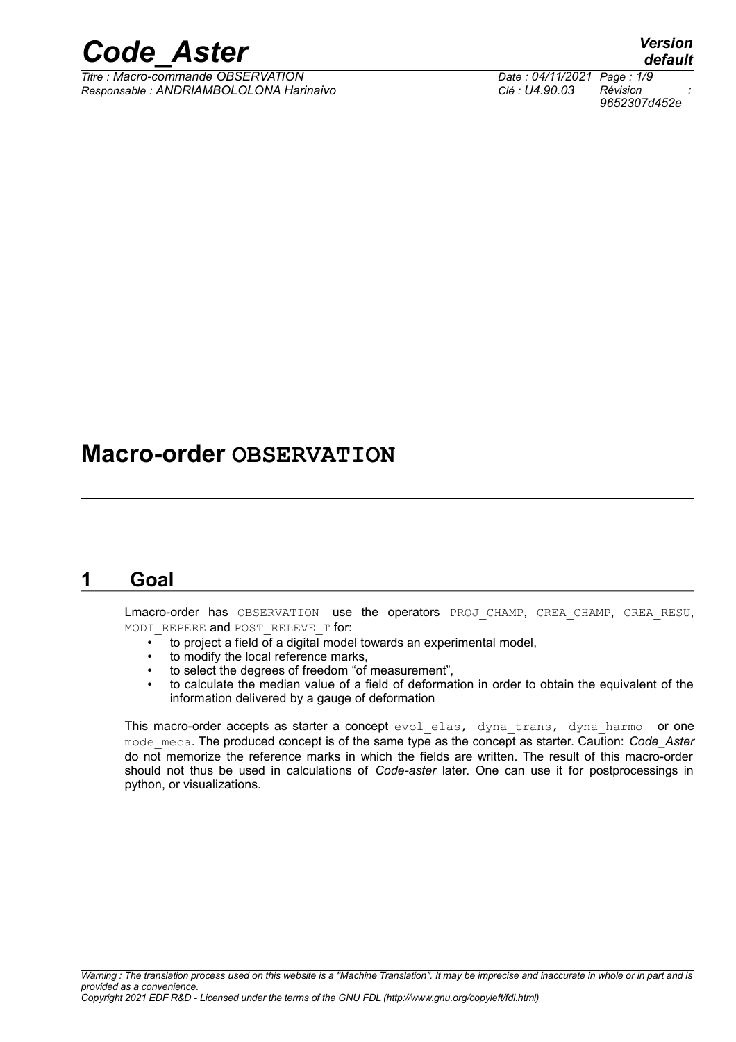# Macro-order OBSERVATION

## 1 Goal

Lmacro-order has OBSERVATION use the operators PROJ_CHAMP, CREA_CHAMP, CREA_RESU, MODI_REPERE and POST_RELEVE_T for:

- to project a field of a digital model towards an experimental model,
- to modify the local reference marks,
- to select the degrees of freedom "of measurement",
- to calculate the median value of a field of deformation in order to obtain the equivalent of the information delivered by a gauge of deformation

This macro-order accepts as starter a concept evol_elas, dyna_trans, dyna_harmo or one mode_meca. The produced concept is of the same type as the concept as starter. Caution: *Code_Aster* do not memorize the reference marks in which the fields are written. The result of this macro-order should not thus be used in calculations of *Code-aster* later. One can use it for postprocessings in python, or visualizations.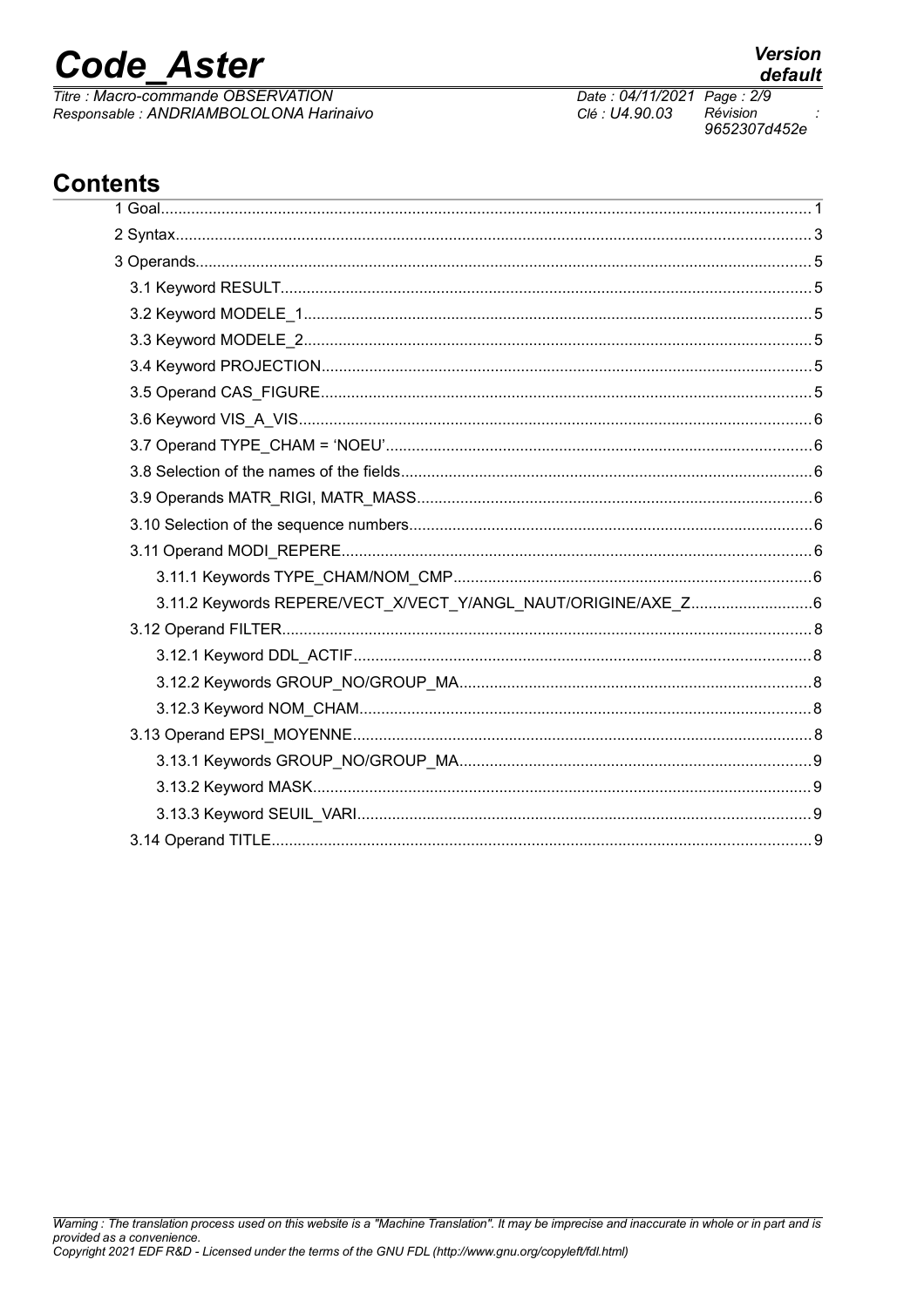# Contents

1 Goal........................................................................................................................................................1

2 Syntax.....................................................................................................................................................3

3 Operands................................................................................................................................................5

3.1 Keyword RESULT.............................................................................................................................5

3.2 Keyword MODELE_1........................................................................................................................5

3.3 Keyword MODELE_2........................................................................................................................5

3.4 Keyword PROJECTION....................................................................................................................5

3.5 Operand CAS_FIGURE....................................................................................................................5

3.6 Keyword VIS_A_VIS.........................................................................................................................6

3.7 Operand TYPE_CHAM = 'NOEU'.....................................................................................................6

3.8 Selection of the names of the fields..................................................................................................6

3.9 Operands MATR_RIGI, MATR_MASS..............................................................................................6

3.10 Selection of the sequence numbers................................................................................................6

3.11 Operand MODI_REPERE...............................................................................................................6

3.11.1 Keywords TYPE_CHAM/NOM_CMP......................................................................................6

3.11.2 Keywords REPERE/VECT_X/VECT_Y/ANGL_NAUT/ORIGINE/AXE_Z................................6

3.12 Operand FILTER.............................................................................................................................8

3.12.1 Keyword DDL_ACTIF.............................................................................................................8

3.12.2 Keywords GROUP_NO/GROUP_MA.....................................................................................8

3.12.3 Keyword NOM_CHAM...........................................................................................................8

3.13 Operand EPSI_MOYENNE.............................................................................................................8

3.13.1 Keywords GROUP_NO/GROUP_MA.....................................................................................9

3.13.2 Keyword MASK.......................................................................................................................9

3.13.3 Keyword SEUIL_VARI............................................................................................................9

3.14 Operand TITLE...............................................................................................................................9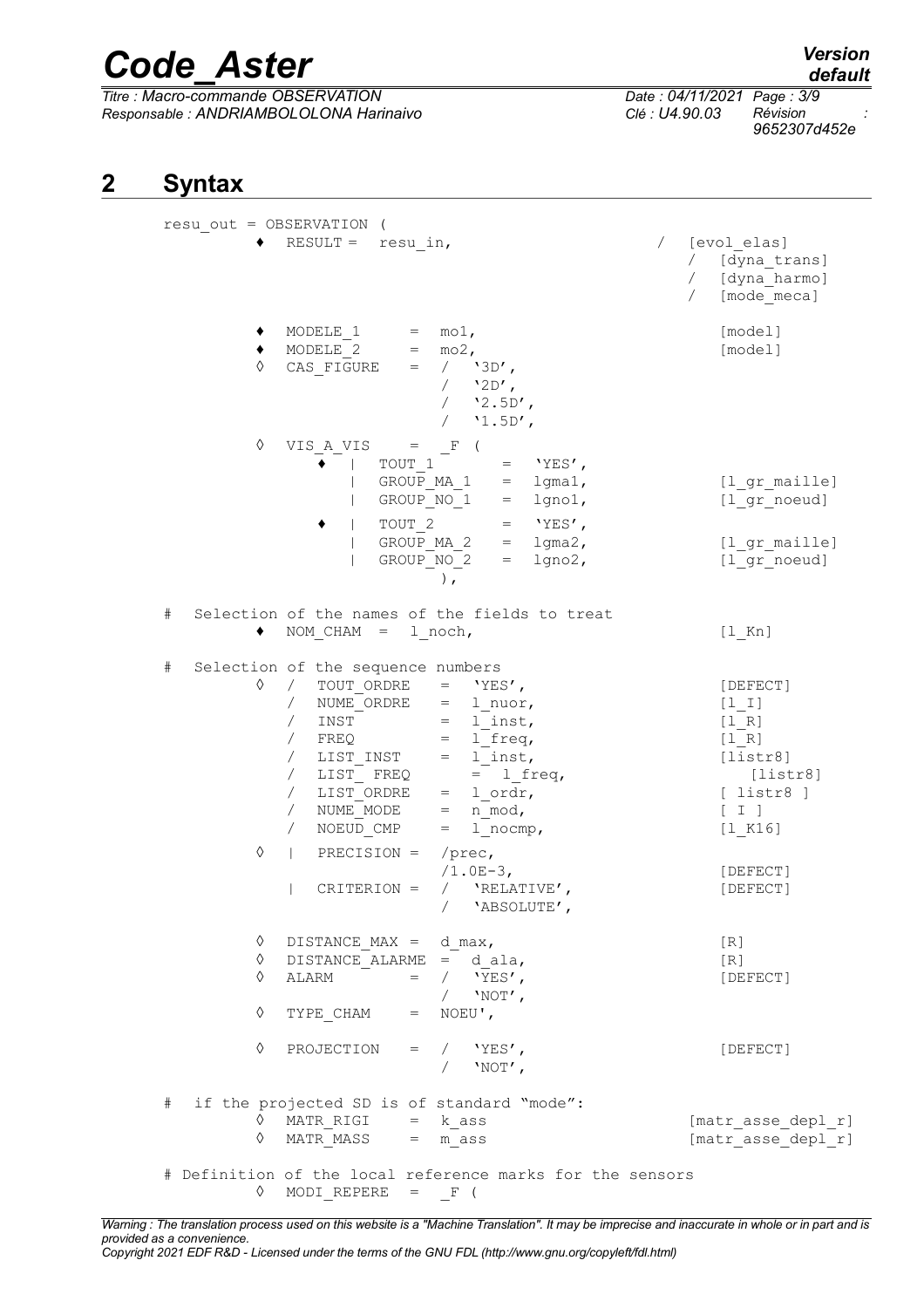## 2 Syntax

```
resu_out = OBSERVATION (
        ♦  RESULT =  resu_in,                          /  [evol_elas]
                                                         /  [dyna_trans]
                                                         /  [dyna_harmo]
                                                         /  [mode_meca]

        ♦  MODELE_1      =  mo1,                            [model]
        ♦  MODELE_2      =  mo2,                            [model]
        ◊  CAS_FIGURE    =  /  '3D',
                            /  '2D',
                            /  '2.5D',
                            /  '1.5D',

        ◊  VIS_A_VIS     =  _F (
             ♦  |  TOUT_1       =  'YES',
                |  GROUP_MA_1   =  lgma1,                   [l_gr_maille]
                |  GROUP_NO_1   =  lgno1,                   [l_gr_noeud]
             ♦  |  TOUT_2       =  'YES',
                |  GROUP_MA_2   =  lgma2,                   [l_gr_maille]
                |  GROUP_NO_2   =  lgno2,                   [l_gr_noeud]
                              ),

#  Selection of the names of the fields to treat
        ♦  NOM_CHAM  =  l_noch,                             [l_Kn]

#  Selection of the sequence numbers
        ◊  /  TOUT_ORDRE    =  'YES',                       [DEFECT]
           /  NUME_ORDRE    =  l_nuor,                      [l_I]
           /  INST          =  l_inst,                      [l_R]
           /  FREQ          =  l_freq,                      [l_R]
           /  LIST_INST     =  l_inst,                      [listr8]
           /  LIST_ FREQ      =  l_freq,                      [listr8]
           /  LIST_ORDRE    =  l_ordr,                      [ listr8 ]
           /  NUME_MODE     =  n_mod,                       [ I ]
           /  NOEUD_CMP     =  l_nocmp,                     [l_K16]

        ◊  |  PRECISION =  /prec,
                           /1.0E-3,                         [DEFECT]
           |  CRITERION =  /  'RELATIVE',                   [DEFECT]
                           /  'ABSOLUTE',

        ◊  DISTANCE_MAX =  d_max,                           [R]
        ◊  DISTANCE_ALARME  =  d_ala,                       [R]
        ◊  ALARM         =  /  'YES',                       [DEFECT]
                            /  'NOT',
        ◊  TYPE_CHAM     =  NOEU',

        ◊  PROJECTION    =  /  'YES',                       [DEFECT]
                            /  'NOT',

#  if the projected SD is of standard "mode":
        ◊  MATR_RIGI     =  k_ass                     [matr_asse_depl_r]
        ◊  MATR_MASS     =  m_ass                     [matr_asse_depl_r]

# Definition of the local reference marks for the sensors
        ◊  MODI_REPERE   =  _F (
```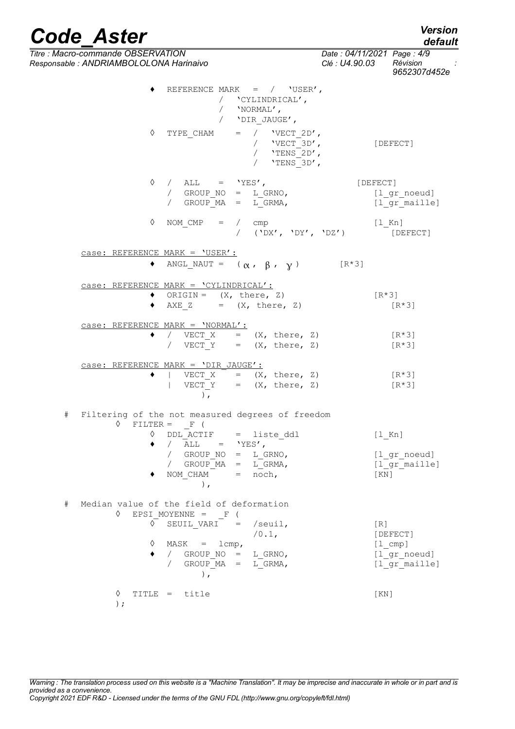```
            ♦  REFERENCE MARK  =  /  'USER',
                               /  'CYLINDRICAL',
                               /  'NORMAL',
                               /  'DIR_JAUGE',

            ◊  TYPE_CHAM     =  /  'VECT_2D',
                                /  'VECT_3D',            [DEFECT]
                                /  'TENS_2D',
                                /  'TENS_3D',

            ◊  /  ALL    =  'YES',                        [DEFECT]
               /  GROUP_NO  =  L_GRNO,                    [l_gr_noeud]
               /  GROUP_MA  =  L_GRMA,                    [l_gr_maille]

            ◊  NOM_CMP   =  /  cmp                        [l_Kn]
                            /  ('DX', 'DY', 'DZ')         [DEFECT]

  case: REFERENCE MARK = 'USER':
            ♦  ANGL_NAUT =  (α, β, γ)              [R*3]

  case: REFERENCE MARK = 'CYLINDRICAL':
            ♦  ORIGIN =  (X, there, Z)                    [R*3]
            ♦  AXE_Z     =  (X, there, Z)                 [R*3]

  case: REFERENCE MARK = 'NORMAL':
            ♦  /  VECT_X    =  (X, there, Z)              [R*3]
               /  VECT_Y    =  (X, there, Z)              [R*3]

  case: REFERENCE MARK = 'DIR_JAUGE':
            ♦  |  VECT_X    =  (X, there, Z)              [R*3]
               |  VECT_Y    =  (X, there, Z)              [R*3]
                      ),

#   Filtering of the not measured degrees of freedom
        ◊  FILTER =  _F (
            ◊  DDL_ACTIF    =  liste_ddl                  [l_Kn]
            ♦  /  ALL    =  'YES',
               /  GROUP_NO  =  L_GRNO,                    [l_gr_noeud]
               /  GROUP_MA  =  L_GRMA,                    [l_gr_maille]
            ♦  NOM_CHAM     =  noch,                      [KN]
                      ),

#   Median value of the field of deformation
        ◊  EPSI_MOYENNE =  _F (
            ◊  SEUIL_VARI   =  /seuil,                    [R]
                               /0.1,                      [DEFECT]
            ◊  MASK  =  lcmp,                             [l_cmp]
            ♦  /  GROUP_NO  =  L_GRNO,                    [l_gr_noeud]
               /  GROUP_MA  =  L_GRMA,                    [l_gr_maille]
                      ),

        ◊  TITLE  =  title                                [KN]
        );
```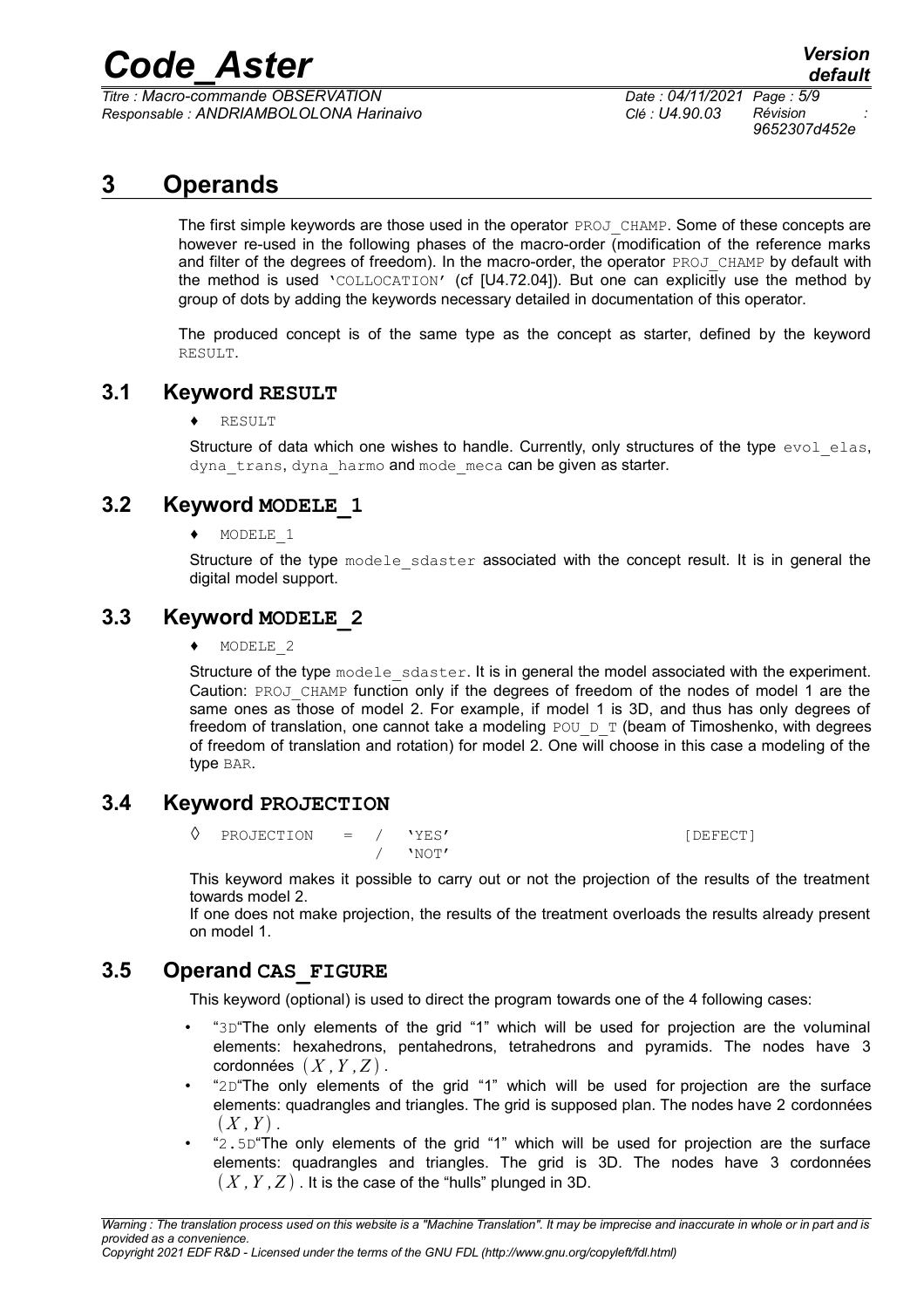# 3 Operands

The first simple keywords are those used in the operator `PROJ_CHAMP`. Some of these concepts are however re-used in the following phases of the macro-order (modification of the reference marks and filter of the degrees of freedom). In the macro-order, the operator `PROJ_CHAMP` by default with the method is used `'COLLOCATION'` (cf [U4.72.04]). But one can explicitly use the method by group of dots by adding the keywords necessary detailed in documentation of this operator.

The produced concept is of the same type as the concept as starter, defined by the keyword `RESULT`.

## 3.1 Keyword RESULT

♦ `RESULT`

Structure of data which one wishes to handle. Currently, only structures of the type `evol_elas`, `dyna_trans`, `dyna_harmo` and `mode_meca` can be given as starter.

## 3.2 Keyword MODELE_1

♦ `MODELE_1`

Structure of the type `modele_sdaster` associated with the concept result. It is in general the digital model support.

## 3.3 Keyword MODELE_2

♦ `MODELE_2`

Structure of the type `modele_sdaster`. It is in general the model associated with the experiment. Caution: `PROJ_CHAMP` function only if the degrees of freedom of the nodes of model 1 are the same ones as those of model 2. For example, if model 1 is 3D, and thus has only degrees of freedom of translation, one cannot take a modeling `POU_D_T` (beam of Timoshenko, with degrees of freedom of translation and rotation) for model 2. One will choose in this case a modeling of the type `BAR`.

## 3.4 Keyword PROJECTION

```
◊  PROJECTION   =  /  'YES'                    [DEFECT]
                   /  'NOT'
```

This keyword makes it possible to carry out or not the projection of the results of the treatment towards model 2.
If one does not make projection, the results of the treatment overloads the results already present on model 1.

## 3.5 Operand CAS_FIGURE

This keyword (optional) is used to direct the program towards one of the 4 following cases:

- "`3D`"The only elements of the grid "1" which will be used for projection are the voluminal elements: hexahedrons, pentahedrons, tetrahedrons and pyramids. The nodes have 3 cordonnées $(X, Y, Z)$.
- "`2D`"The only elements of the grid "1" which will be used for projection are the surface elements: quadrangles and triangles. The grid is supposed plan. The nodes have 2 cordonnées $(X, Y)$.
- "`2.5D`"The only elements of the grid "1" which will be used for projection are the surface elements: quadrangles and triangles. The grid is 3D. The nodes have 3 cordonnées $(X, Y, Z)$. It is the case of the "hulls" plunged in 3D.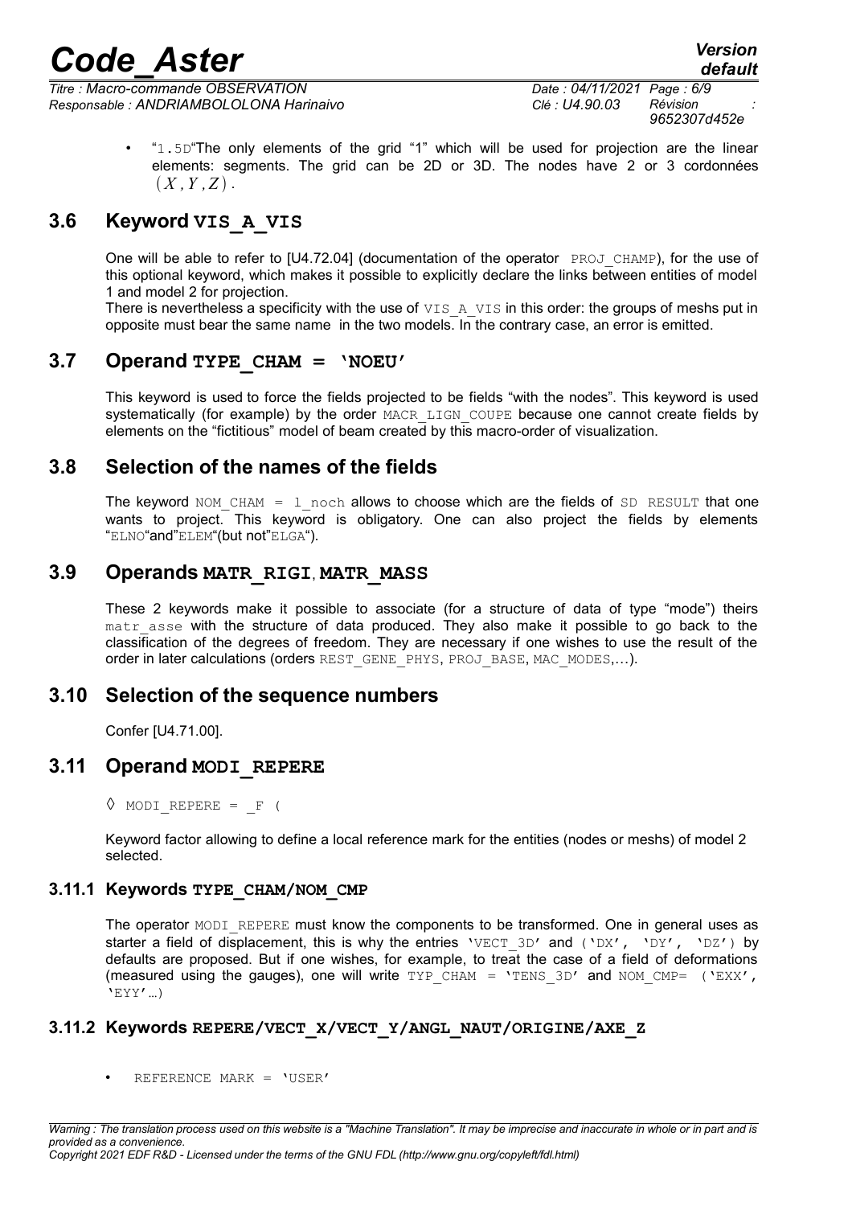- "1.5D"The only elements of the grid "1" which will be used for projection are the linear elements: segments. The grid can be 2D or 3D. The nodes have 2 or 3 cordonnées $(X, Y, Z)$.

## 3.6 Keyword VIS_A_VIS

One will be able to refer to [U4.72.04] (documentation of the operator PROJ_CHAMP), for the use of this optional keyword, which makes it possible to explicitly declare the links between entities of model 1 and model 2 for projection.
There is nevertheless a specificity with the use of VIS_A_VIS in this order: the groups of meshs put in opposite must bear the same name in the two models. In the contrary case, an error is emitted.

## 3.7 Operand TYPE_CHAM = 'NOEU'

This keyword is used to force the fields projected to be fields "with the nodes". This keyword is used systematically (for example) by the order MACR_LIGN_COUPE because one cannot create fields by elements on the "fictitious" model of beam created by this macro-order of visualization.

## 3.8 Selection of the names of the fields

The keyword NOM_CHAM = l_noch allows to choose which are the fields of SD RESULT that one wants to project. This keyword is obligatory. One can also project the fields by elements "ELNO"and"ELEM"(but not"ELGA").

## 3.9 Operands MATR_RIGI, MATR_MASS

These 2 keywords make it possible to associate (for a structure of data of type "mode") theirs matr_asse with the structure of data produced. They also make it possible to go back to the classification of the degrees of freedom. They are necessary if one wishes to use the result of the order in later calculations (orders REST_GENE_PHYS, PROJ_BASE, MAC_MODES,…).

## 3.10 Selection of the sequence numbers

Confer [U4.71.00].

## 3.11 Operand MODI_REPERE

◊ MODI_REPERE = _F (

Keyword factor allowing to define a local reference mark for the entities (nodes or meshs) of model 2 selected.

### 3.11.1 Keywords TYPE_CHAM/NOM_CMP

The operator MODI_REPERE must know the components to be transformed. One in general uses as starter a field of displacement, this is why the entries 'VECT_3D' and ('DX', 'DY', 'DZ') by defaults are proposed. But if one wishes, for example, to treat the case of a field of deformations (measured using the gauges), one will write TYP_CHAM = 'TENS_3D' and NOM_CMP= ('EXX', 'EYY'…)

### 3.11.2 Keywords REPERE/VECT_X/VECT_Y/ANGL_NAUT/ORIGINE/AXE_Z

- REFERENCE MARK = 'USER'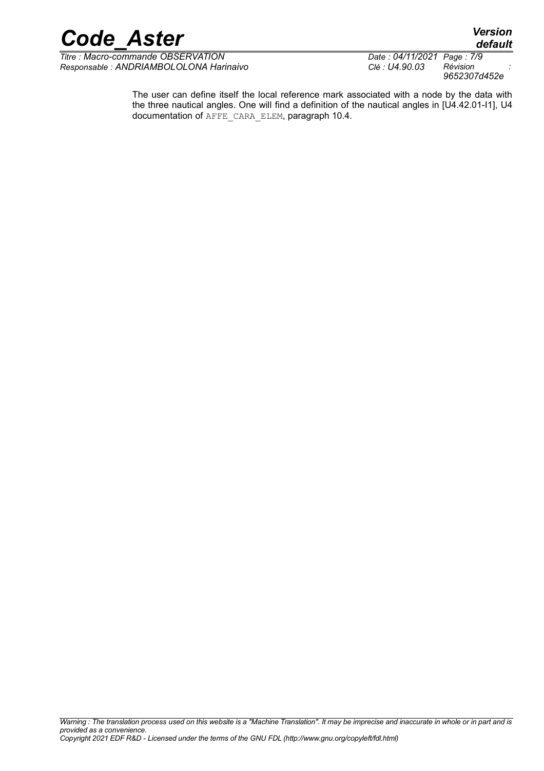The user can define itself the local reference mark associated with a node by the data with the three nautical angles. One will find a definition of the nautical angles in [U4.42.01-I1], U4 documentation of AFFE_CARA_ELEM, paragraph 10.4.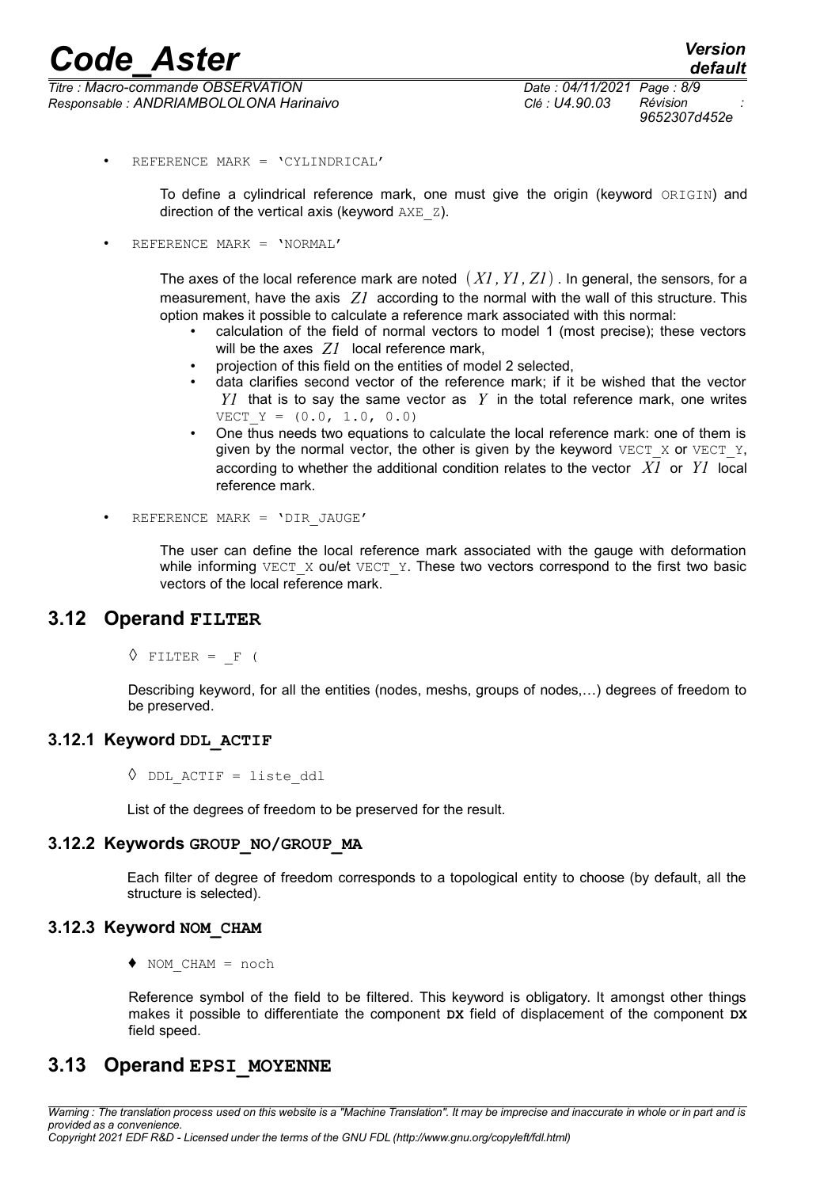- REFERENCE MARK = 'CYLINDRICAL'

  To define a cylindrical reference mark, one must give the origin (keyword ORIGIN) and direction of the vertical axis (keyword AXE_Z).

- REFERENCE MARK = 'NORMAL'

  The axes of the local reference mark are noted $(X1, Y1, Z1)$. In general, the sensors, for a measurement, have the axis $Z1$ according to the normal with the wall of this structure. This option makes it possible to calculate a reference mark associated with this normal:
  - calculation of the field of normal vectors to model 1 (most precise); these vectors will be the axes $Z1$ local reference mark,
  - projection of this field on the entities of model 2 selected,
  - data clarifies second vector of the reference mark; if it be wished that the vector $Y1$ that is to say the same vector as $Y$ in the total reference mark, one writes VECT_Y = (0.0, 1.0, 0.0)
  - One thus needs two equations to calculate the local reference mark: one of them is given by the normal vector, the other is given by the keyword VECT_X or VECT_Y, according to whether the additional condition relates to the vector $X1$ or $Y1$ local reference mark.

- REFERENCE MARK = 'DIR_JAUGE'

  The user can define the local reference mark associated with the gauge with deformation while informing VECT_X ou/et VECT_Y. These two vectors correspond to the first two basic vectors of the local reference mark.

## 3.12 Operand FILTER

◊ FILTER = _F (

Describing keyword, for all the entities (nodes, meshs, groups of nodes,…) degrees of freedom to be preserved.

### 3.12.1 Keyword DDL_ACTIF

◊ DDL_ACTIF = liste_ddl

List of the degrees of freedom to be preserved for the result.

### 3.12.2 Keywords GROUP_NO/GROUP_MA

Each filter of degree of freedom corresponds to a topological entity to choose (by default, all the structure is selected).

### 3.12.3 Keyword NOM_CHAM

♦ NOM_CHAM = noch

Reference symbol of the field to be filtered. This keyword is obligatory. It amongst other things makes it possible to differentiate the component **DX** field of displacement of the component **DX** field speed.

## 3.13 Operand EPSI_MOYENNE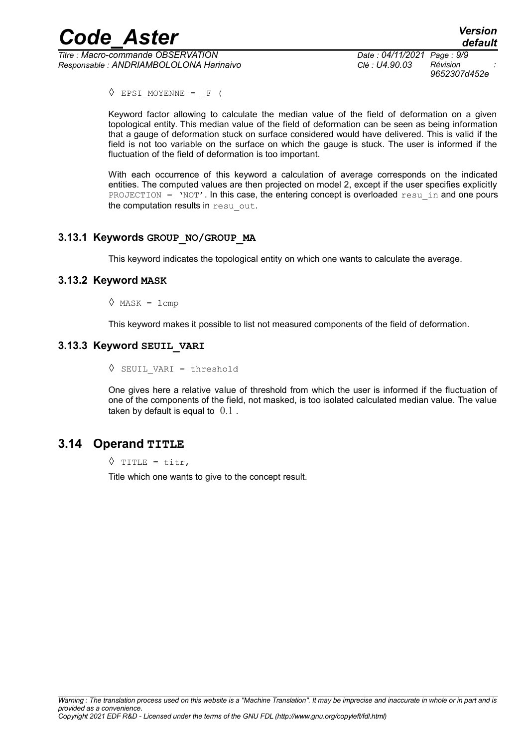◊ EPSI_MOYENNE = _F (

Keyword factor allowing to calculate the median value of the field of deformation on a given topological entity. This median value of the field of deformation can be seen as being information that a gauge of deformation stuck on surface considered would have delivered. This is valid if the field is not too variable on the surface on which the gauge is stuck. The user is informed if the fluctuation of the field of deformation is too important.

With each occurrence of this keyword a calculation of average corresponds on the indicated entities. The computed values are then projected on model 2, except if the user specifies explicitly PROJECTION = 'NOT'. In this case, the entering concept is overloaded resu_in and one pours the computation results in resu_out.

### 3.13.1 Keywords GROUP_NO/GROUP_MA

This keyword indicates the topological entity on which one wants to calculate the average.

### 3.13.2 Keyword MASK

◊ MASK = lcmp

This keyword makes it possible to list not measured components of the field of deformation.

### 3.13.3 Keyword SEUIL_VARI

◊ SEUIL_VARI = threshold

One gives here a relative value of threshold from which the user is informed if the fluctuation of one of the components of the field, not masked, is too isolated calculated median value. The value taken by default is equal to $0.1$ .

## 3.14 Operand TITLE

◊ TITLE = titr,

Title which one wants to give to the concept result.